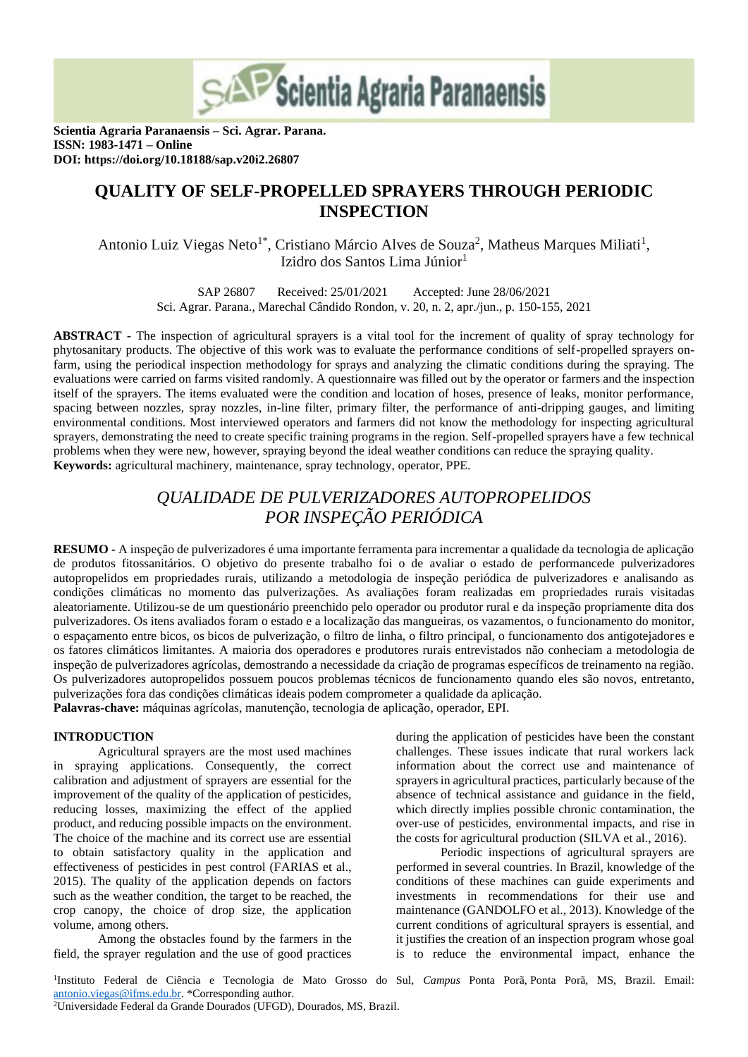Scientia Agraria Paranaensis – Sci. Agrar. Parana.
ISSN: 1983-1471 – Online
DOI: https://doi.org/10.18188/sap.v20i2.26807

# QUALITY OF SELF-PROPELLED SPRAYERS THROUGH PERIODIC INSPECTION

Antonio Luiz Viegas Neto[1*], Cristiano Márcio Alves de Souza[2], Matheus Marques Miliati[1], Izidro dos Santos Lima Júnior[1]

SAP 26807 Received: 25/01/2021 Accepted: June 28/06/2021
Sci. Agrar. Parana., Marechal Cândido Rondon, v. 20, n. 2, apr./jun., p. 150-155, 2021

**ABSTRACT** - The inspection of agricultural sprayers is a vital tool for the increment of quality of spray technology for phytosanitary products. The objective of this work was to evaluate the performance conditions of self-propelled sprayers on-farm, using the periodical inspection methodology for sprays and analyzing the climatic conditions during the spraying. The evaluations were carried on farms visited randomly. A questionnaire was filled out by the operator or farmers and the inspection itself of the sprayers. The items evaluated were the condition and location of hoses, presence of leaks, monitor performance, spacing between nozzles, spray nozzles, in-line filter, primary filter, the performance of anti-dripping gauges, and limiting environmental conditions. Most interviewed operators and farmers did not know the methodology for inspecting agricultural sprayers, demonstrating the need to create specific training programs in the region. Self-propelled sprayers have a few technical problems when they were new, however, spraying beyond the ideal weather conditions can reduce the spraying quality.
**Keywords:** agricultural machinery, maintenance, spray technology, operator, PPE.

# *QUALIDADE DE PULVERIZADORES AUTOPROPELIDOS POR INSPEÇÃO PERIÓDICA*

**RESUMO -** A inspeção de pulverizadores é uma importante ferramenta para incrementar a qualidade da tecnologia de aplicação de produtos fitossanitários. O objetivo do presente trabalho foi o de avaliar o estado de performancede pulverizadores autopropelidos em propriedades rurais, utilizando a metodologia de inspeção periódica de pulverizadores e analisando as condições climáticas no momento das pulverizações. As avaliações foram realizadas em propriedades rurais visitadas aleatoriamente. Utilizou-se de um questionário preenchido pelo operador ou produtor rural e da inspeção propriamente dita dos pulverizadores. Os itens avaliados foram o estado e a localização das mangueiras, os vazamentos, o funcionamento do monitor, o espaçamento entre bicos, os bicos de pulverização, o filtro de linha, o filtro principal, o funcionamento dos antigotejadores e os fatores climáticos limitantes. A maioria dos operadores e produtores rurais entrevistados não conheciam a metodologia de inspeção de pulverizadores agrícolas, demostrando a necessidade da criação de programas específicos de treinamento na região. Os pulverizadores autopropelidos possuem poucos problemas técnicos de funcionamento quando eles são novos, entretanto, pulverizações fora das condições climáticas ideais podem comprometer a qualidade da aplicação.
**Palavras-chave:** máquinas agrícolas, manutenção, tecnologia de aplicação, operador, EPI.

## INTRODUCTION

Agricultural sprayers are the most used machines in spraying applications. Consequently, the correct calibration and adjustment of sprayers are essential for the improvement of the quality of the application of pesticides, reducing losses, maximizing the effect of the applied product, and reducing possible impacts on the environment. The choice of the machine and its correct use are essential to obtain satisfactory quality in the application and effectiveness of pesticides in pest control (FARIAS et al., 2015). The quality of the application depends on factors such as the weather condition, the target to be reached, the crop canopy, the choice of drop size, the application volume, among others.

Among the obstacles found by the farmers in the field, the sprayer regulation and the use of good practices during the application of pesticides have been the constant challenges. These issues indicate that rural workers lack information about the correct use and maintenance of sprayers in agricultural practices, particularly because of the absence of technical assistance and guidance in the field, which directly implies possible chronic contamination, the over-use of pesticides, environmental impacts, and rise in the costs for agricultural production (SILVA et al., 2016).

Periodic inspections of agricultural sprayers are performed in several countries. In Brazil, knowledge of the conditions of these machines can guide experiments and investments in recommendations for their use and maintenance (GANDOLFO et al., 2013). Knowledge of the current conditions of agricultural sprayers is essential, and it justifies the creation of an inspection program whose goal is to reduce the environmental impact, enhance the

[1]Instituto Federal de Ciência e Tecnologia de Mato Grosso do Sul, *Campus* Ponta Porã, Ponta Porã, MS, Brazil. Email: antonio.viegas@ifms.edu.br. *Corresponding author.
[2]Universidade Federal da Grande Dourados (UFGD), Dourados, MS, Brazil.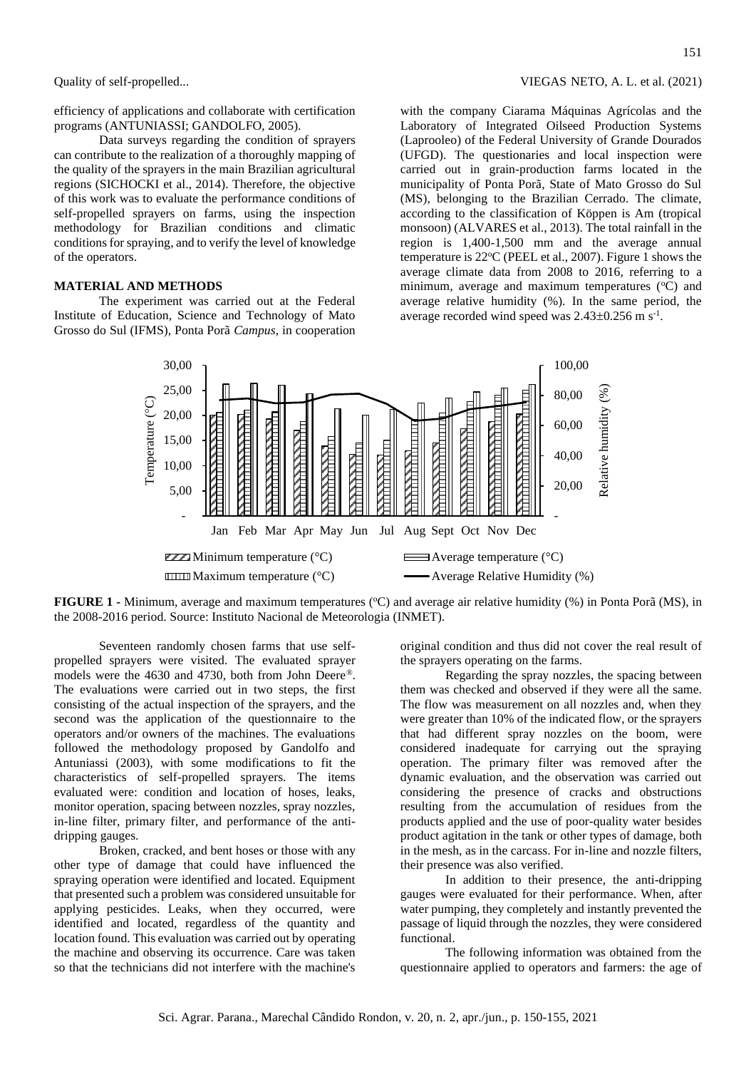efficiency of applications and collaborate with certification programs (ANTUNIASSI; GANDOLFO, 2005).

Data surveys regarding the condition of sprayers can contribute to the realization of a thoroughly mapping of the quality of the sprayers in the main Brazilian agricultural regions (SICHOCKI et al., 2014). Therefore, the objective of this work was to evaluate the performance conditions of self-propelled sprayers on farms, using the inspection methodology for Brazilian conditions and climatic conditions for spraying, and to verify the level of knowledge of the operators.

## MATERIAL AND METHODS

The experiment was carried out at the Federal Institute of Education, Science and Technology of Mato Grosso do Sul (IFMS), Ponta Porã *Campus*, in cooperation with the company Ciarama Máquinas Agrícolas and the Laboratory of Integrated Oilseed Production Systems (Laprooleo) of the Federal University of Grande Dourados (UFGD). The questionaries and local inspection were carried out in grain-production farms located in the municipality of Ponta Porã, State of Mato Grosso do Sul (MS), belonging to the Brazilian Cerrado. The climate, according to the classification of Köppen is Am (tropical monsoon) (ALVARES et al., 2013). The total rainfall in the region is 1,400-1,500 mm and the average annual temperature is 22ºC (PEEL et al., 2007). Figure 1 shows the average climate data from 2008 to 2016, referring to a minimum, average and maximum temperatures (ºC) and average relative humidity (%). In the same period, the average recorded wind speed was $2.43 \pm 0.256$ m $s^{-1}$.

**FIGURE 1 -** Minimum, average and maximum temperatures (ºC) and average air relative humidity (%) in Ponta Porã (MS), in the 2008-2016 period. Source: Instituto Nacional de Meteorologia (INMET).

Seventeen randomly chosen farms that use self-propelled sprayers were visited. The evaluated sprayer models were the 4630 and 4730, both from John Deere®. The evaluations were carried out in two steps, the first consisting of the actual inspection of the sprayers, and the second was the application of the questionnaire to the operators and/or owners of the machines. The evaluations followed the methodology proposed by Gandolfo and Antuniassi (2003), with some modifications to fit the characteristics of self-propelled sprayers. The items evaluated were: condition and location of hoses, leaks, monitor operation, spacing between nozzles, spray nozzles, in-line filter, primary filter, and performance of the anti-dripping gauges.

Broken, cracked, and bent hoses or those with any other type of damage that could have influenced the spraying operation were identified and located. Equipment that presented such a problem was considered unsuitable for applying pesticides. Leaks, when they occurred, were identified and located, regardless of the quantity and location found. This evaluation was carried out by operating the machine and observing its occurrence. Care was taken so that the technicians did not interfere with the machine's original condition and thus did not cover the real result of the sprayers operating on the farms.

Regarding the spray nozzles, the spacing between them was checked and observed if they were all the same. The flow was measurement on all nozzles and, when they were greater than 10% of the indicated flow, or the sprayers that had different spray nozzles on the boom, were considered inadequate for carrying out the spraying operation. The primary filter was removed after the dynamic evaluation, and the observation was carried out considering the presence of cracks and obstructions resulting from the accumulation of residues from the products applied and the use of poor-quality water besides product agitation in the tank or other types of damage, both in the mesh, as in the carcass. For in-line and nozzle filters, their presence was also verified.

In addition to their presence, the anti-dripping gauges were evaluated for their performance. When, after water pumping, they completely and instantly prevented the passage of liquid through the nozzles, they were considered functional.

The following information was obtained from the questionnaire applied to operators and farmers: the age of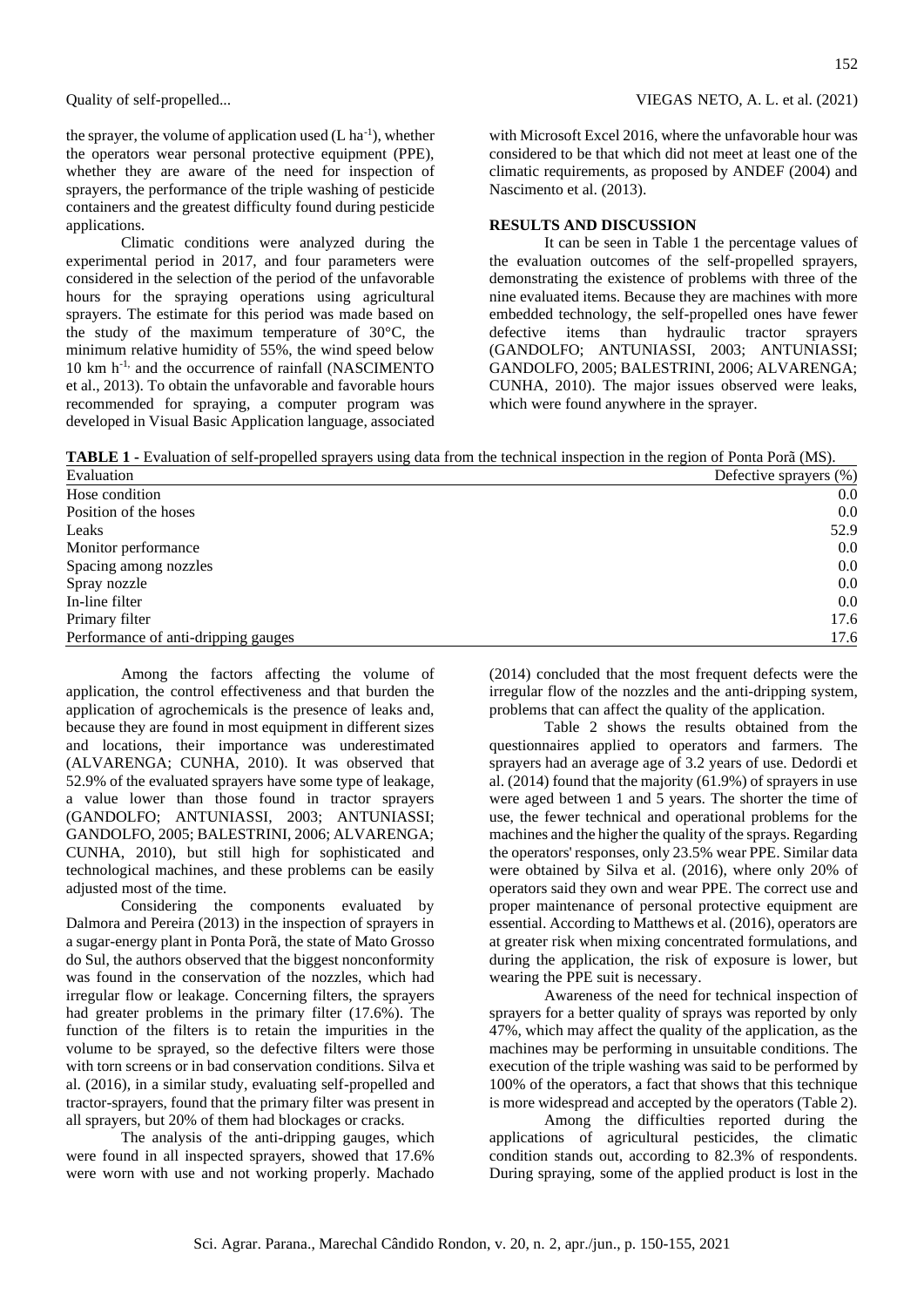the sprayer, the volume of application used (L ha$^{-1}$), whether the operators wear personal protective equipment (PPE), whether they are aware of the need for inspection of sprayers, the performance of the triple washing of pesticide containers and the greatest difficulty found during pesticide applications.

Climatic conditions were analyzed during the experimental period in 2017, and four parameters were considered in the selection of the period of the unfavorable hours for the spraying operations using agricultural sprayers. The estimate for this period was made based on the study of the maximum temperature of 30°C, the minimum relative humidity of 55%, the wind speed below 10 km h$^{-1}$, and the occurrence of rainfall (NASCIMENTO et al., 2013). To obtain the unfavorable and favorable hours recommended for spraying, a computer program was developed in Visual Basic Application language, associated with Microsoft Excel 2016, where the unfavorable hour was considered to be that which did not meet at least one of the climatic requirements, as proposed by ANDEF (2004) and Nascimento et al. (2013).

## RESULTS AND DISCUSSION

It can be seen in Table 1 the percentage values of the evaluation outcomes of the self-propelled sprayers, demonstrating the existence of problems with three of the nine evaluated items. Because they are machines with more embedded technology, the self-propelled ones have fewer defective items than hydraulic tractor sprayers (GANDOLFO; ANTUNIASSI, 2003; ANTUNIASSI; GANDOLFO, 2005; BALESTRINI, 2006; ALVARENGA; CUNHA, 2010). The major issues observed were leaks, which were found anywhere in the sprayer.

**TABLE 1 -** Evaluation of self-propelled sprayers using data from the technical inspection in the region of Ponta Porã (MS).

| Evaluation | Defective sprayers (%) |
|---|---|
| Hose condition | 0.0 |
| Position of the hoses | 0.0 |
| Leaks | 52.9 |
| Monitor performance | 0.0 |
| Spacing among nozzles | 0.0 |
| Spray nozzle | 0.0 |
| In-line filter | 0.0 |
| Primary filter | 17.6 |
| Performance of anti-dripping gauges | 17.6 |

Among the factors affecting the volume of application, the control effectiveness and that burden the application of agrochemicals is the presence of leaks and, because they are found in most equipment in different sizes and locations, their importance was underestimated (ALVARENGA; CUNHA, 2010). It was observed that 52.9% of the evaluated sprayers have some type of leakage, a value lower than those found in tractor sprayers (GANDOLFO; ANTUNIASSI, 2003; ANTUNIASSI; GANDOLFO, 2005; BALESTRINI, 2006; ALVARENGA; CUNHA, 2010), but still high for sophisticated and technological machines, and these problems can be easily adjusted most of the time.

Considering the components evaluated by Dalmora and Pereira (2013) in the inspection of sprayers in a sugar-energy plant in Ponta Porã, the state of Mato Grosso do Sul, the authors observed that the biggest nonconformity was found in the conservation of the nozzles, which had irregular flow or leakage. Concerning filters, the sprayers had greater problems in the primary filter (17.6%). The function of the filters is to retain the impurities in the volume to be sprayed, so the defective filters were those with torn screens or in bad conservation conditions. Silva et al. (2016), in a similar study, evaluating self-propelled and tractor-sprayers, found that the primary filter was present in all sprayers, but 20% of them had blockages or cracks.

The analysis of the anti-dripping gauges, which were found in all inspected sprayers, showed that 17.6% were worn with use and not working properly. Machado (2014) concluded that the most frequent defects were the irregular flow of the nozzles and the anti-dripping system, problems that can affect the quality of the application.

Table 2 shows the results obtained from the questionnaires applied to operators and farmers. The sprayers had an average age of 3.2 years of use. Dedordi et al. (2014) found that the majority (61.9%) of sprayers in use were aged between 1 and 5 years. The shorter the time of use, the fewer technical and operational problems for the machines and the higher the quality of the sprays. Regarding the operators' responses, only 23.5% wear PPE. Similar data were obtained by Silva et al. (2016), where only 20% of operators said they own and wear PPE. The correct use and proper maintenance of personal protective equipment are essential. According to Matthews et al. (2016), operators are at greater risk when mixing concentrated formulations, and during the application, the risk of exposure is lower, but wearing the PPE suit is necessary.

Awareness of the need for technical inspection of sprayers for a better quality of sprays was reported by only 47%, which may affect the quality of the application, as the machines may be performing in unsuitable conditions. The execution of the triple washing was said to be performed by 100% of the operators, a fact that shows that this technique is more widespread and accepted by the operators (Table 2).

Among the difficulties reported during the applications of agricultural pesticides, the climatic condition stands out, according to 82.3% of respondents. During spraying, some of the applied product is lost in the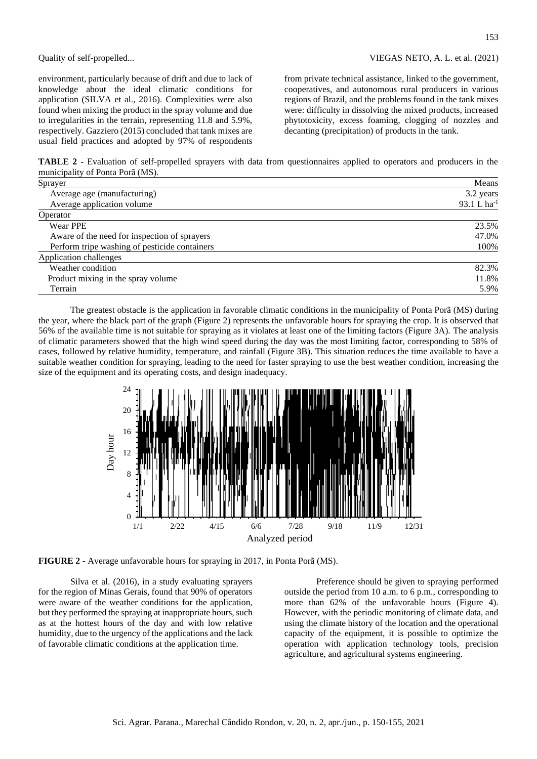environment, particularly because of drift and due to lack of knowledge about the ideal climatic conditions for application (SILVA et al., 2016). Complexities were also found when mixing the product in the spray volume and due to irregularities in the terrain, representing 11.8 and 5.9%, respectively. Gazziero (2015) concluded that tank mixes are usual field practices and adopted by 97% of respondents from private technical assistance, linked to the government, cooperatives, and autonomous rural producers in various regions of Brazil, and the problems found in the tank mixes were: difficulty in dissolving the mixed products, increased phytotoxicity, excess foaming, clogging of nozzles and decanting (precipitation) of products in the tank.

**TABLE 2 -** Evaluation of self-propelled sprayers with data from questionnaires applied to operators and producers in the municipality of Ponta Porã (MS).

| Sprayer | Means |
|---|---|
| Average age (manufacturing) | 3.2 years |
| Average application volume | 93.1 L $ha^{-1}$ |
| **Operator** | |
| Wear PPE | 23.5% |
| Aware of the need for inspection of sprayers | 47.0% |
| Perform tripe washing of pesticide containers | 100% |
| **Application challenges** | |
| Weather condition | 82.3% |
| Product mixing in the spray volume | 11.8% |
| Terrain | 5.9% |

The greatest obstacle is the application in favorable climatic conditions in the municipality of Ponta Porã (MS) during the year, where the black part of the graph (Figure 2) represents the unfavorable hours for spraying the crop. It is observed that 56% of the available time is not suitable for spraying as it violates at least one of the limiting factors (Figure 3A). The analysis of climatic parameters showed that the high wind speed during the day was the most limiting factor, corresponding to 58% of cases, followed by relative humidity, temperature, and rainfall (Figure 3B). This situation reduces the time available to have a suitable weather condition for spraying, leading to the need for faster spraying to use the best weather condition, increasing the size of the equipment and its operating costs, and design inadequacy.

**FIGURE 2 -** Average unfavorable hours for spraying in 2017, in Ponta Porã (MS).

Silva et al. (2016), in a study evaluating sprayers for the region of Minas Gerais, found that 90% of operators were aware of the weather conditions for the application, but they performed the spraying at inappropriate hours, such as at the hottest hours of the day and with low relative humidity, due to the urgency of the applications and the lack of favorable climatic conditions at the application time.

Preference should be given to spraying performed outside the period from 10 a.m. to 6 p.m., corresponding to more than 62% of the unfavorable hours (Figure 4). However, with the periodic monitoring of climate data, and using the climate history of the location and the operational capacity of the equipment, it is possible to optimize the operation with application technology tools, precision agriculture, and agricultural systems engineering.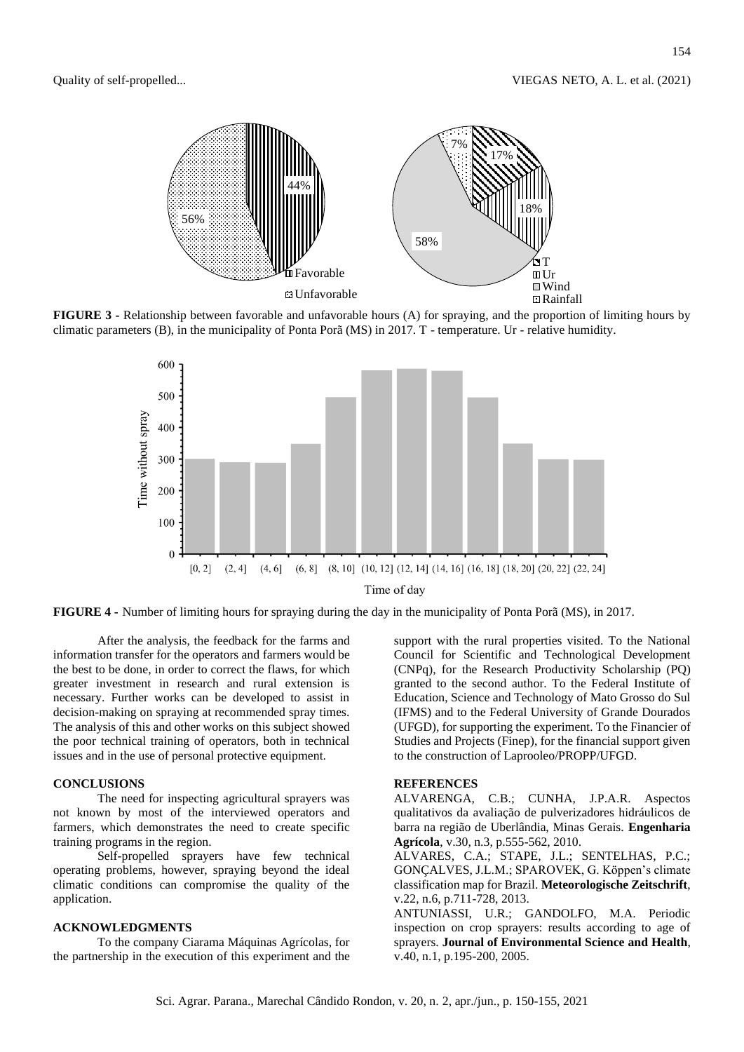**FIGURE 3 -** Relationship between favorable and unfavorable hours (A) for spraying, and the proportion of limiting hours by climatic parameters (B), in the municipality of Ponta Porã (MS) in 2017. T - temperature. Ur - relative humidity.

**FIGURE 4 -** Number of limiting hours for spraying during the day in the municipality of Ponta Porã (MS), in 2017.

After the analysis, the feedback for the farms and information transfer for the operators and farmers would be the best to be done, in order to correct the flaws, for which greater investment in research and rural extension is necessary. Further works can be developed to assist in decision-making on spraying at recommended spray times. The analysis of this and other works on this subject showed the poor technical training of operators, both in technical issues and in the use of personal protective equipment.

## CONCLUSIONS

The need for inspecting agricultural sprayers was not known by most of the interviewed operators and farmers, which demonstrates the need to create specific training programs in the region.

Self-propelled sprayers have few technical operating problems, however, spraying beyond the ideal climatic conditions can compromise the quality of the application.

## ACKNOWLEDGMENTS

To the company Ciarama Máquinas Agrícolas, for the partnership in the execution of this experiment and the support with the rural properties visited. To the National Council for Scientific and Technological Development (CNPq), for the Research Productivity Scholarship (PQ) granted to the second author. To the Federal Institute of Education, Science and Technology of Mato Grosso do Sul (IFMS) and to the Federal University of Grande Dourados (UFGD), for supporting the experiment. To the Financier of Studies and Projects (Finep), for the financial support given to the construction of Laprooleo/PROPP/UFGD.

## REFERENCES

ALVARENGA, C.B.; CUNHA, J.P.A.R. Aspectos qualitativos da avaliação de pulverizadores hidráulicos de barra na região de Uberlândia, Minas Gerais. **Engenharia Agrícola**, v.30, n.3, p.555-562, 2010.

ALVARES, C.A.; STAPE, J.L.; SENTELHAS, P.C.; GONÇALVES, J.L.M.; SPAROVEK, G. Köppen's climate classification map for Brazil. **Meteorologische Zeitschrift**, v.22, n.6, p.711-728, 2013.

ANTUNIASSI, U.R.; GANDOLFO, M.A. Periodic inspection on crop sprayers: results according to age of sprayers. **Journal of Environmental Science and Health**, v.40, n.1, p.195-200, 2005.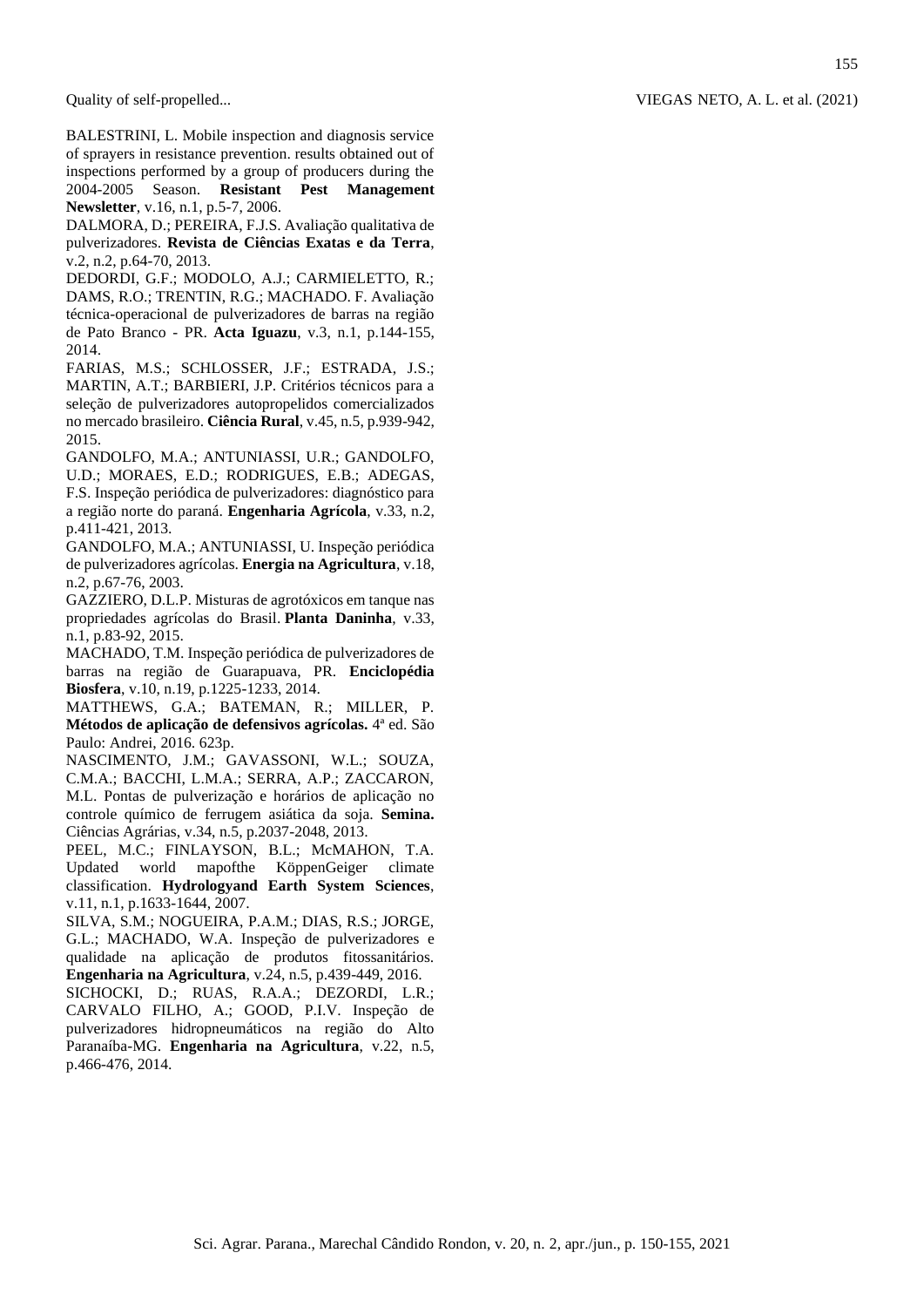BALESTRINI, L. Mobile inspection and diagnosis service of sprayers in resistance prevention. results obtained out of inspections performed by a group of producers during the 2004-2005 Season. **Resistant Pest Management Newsletter**, v.16, n.1, p.5-7, 2006.

DALMORA, D.; PEREIRA, F.J.S. Avaliação qualitativa de pulverizadores. **Revista de Ciências Exatas e da Terra**, v.2, n.2, p.64-70, 2013.

DEDORDI, G.F.; MODOLO, A.J.; CARMIELETTO, R.; DAMS, R.O.; TRENTIN, R.G.; MACHADO. F. Avaliação técnica-operacional de pulverizadores de barras na região de Pato Branco - PR. **Acta Iguazu**, v.3, n.1, p.144-155, 2014.

FARIAS, M.S.; SCHLOSSER, J.F.; ESTRADA, J.S.; MARTIN, A.T.; BARBIERI, J.P. Critérios técnicos para a seleção de pulverizadores autopropelidos comercializados no mercado brasileiro. **Ciência Rural**, v.45, n.5, p.939-942, 2015.

GANDOLFO, M.A.; ANTUNIASSI, U.R.; GANDOLFO, U.D.; MORAES, E.D.; RODRIGUES, E.B.; ADEGAS, F.S. Inspeção periódica de pulverizadores: diagnóstico para a região norte do paraná. **Engenharia Agrícola**, v.33, n.2, p.411-421, 2013.

GANDOLFO, M.A.; ANTUNIASSI, U. Inspeção periódica de pulverizadores agrícolas. **Energia na Agricultura**, v.18, n.2, p.67-76, 2003.

GAZZIERO, D.L.P. Misturas de agrotóxicos em tanque nas propriedades agrícolas do Brasil. **Planta Daninha**, v.33, n.1, p.83-92, 2015.

MACHADO, T.M. Inspeção periódica de pulverizadores de barras na região de Guarapuava, PR. **Enciclopédia Biosfera**, v.10, n.19, p.1225-1233, 2014.

MATTHEWS, G.A.; BATEMAN, R.; MILLER, P. **Métodos de aplicação de defensivos agrícolas.** 4ª ed. São Paulo: Andrei, 2016. 623p.

NASCIMENTO, J.M.; GAVASSONI, W.L.; SOUZA, C.M.A.; BACCHI, L.M.A.; SERRA, A.P.; ZACCARON, M.L. Pontas de pulverização e horários de aplicação no controle químico de ferrugem asiática da soja. **Semina.** Ciências Agrárias, v.34, n.5, p.2037-2048, 2013.

PEEL, M.C.; FINLAYSON, B.L.; McMAHON, T.A. Updated world mapofthe KöppenGeiger climate classification. **Hydrologyand Earth System Sciences**, v.11, n.1, p.1633-1644, 2007.

SILVA, S.M.; NOGUEIRA, P.A.M.; DIAS, R.S.; JORGE, G.L.; MACHADO, W.A. Inspeção de pulverizadores e qualidade na aplicação de produtos fitossanitários. **Engenharia na Agricultura**, v.24, n.5, p.439-449, 2016.

SICHOCKI, D.; RUAS, R.A.A.; DEZORDI, L.R.; CARVALO FILHO, A.; GOOD, P.I.V. Inspeção de pulverizadores hidropneumáticos na região do Alto Paranaíba-MG. **Engenharia na Agricultura**, v.22, n.5, p.466-476, 2014.